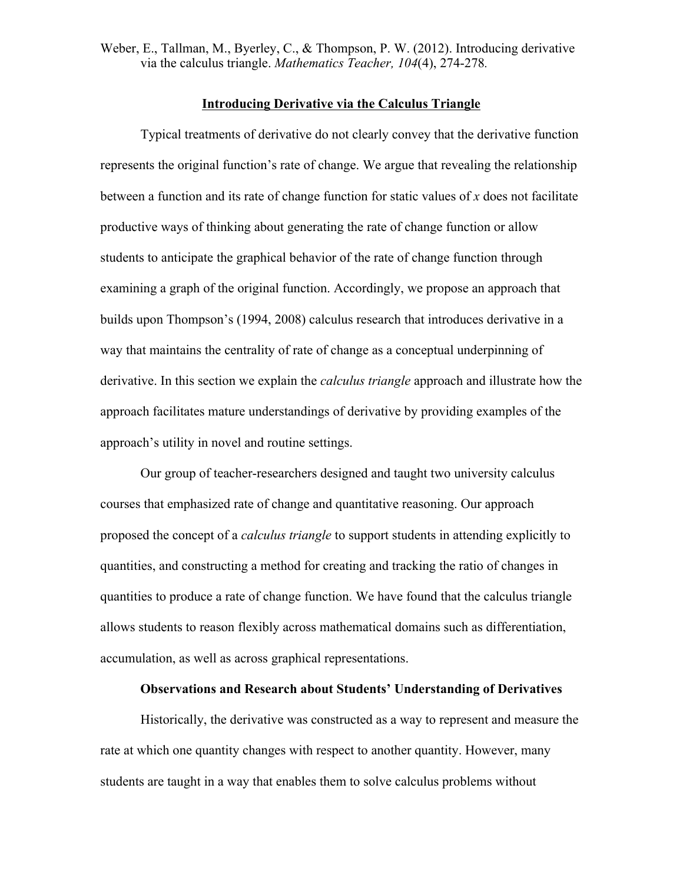Weber, E., Tallman, M., Byerley, C., & Thompson, P. W. (2012). Introducing derivative via the calculus triangle. *Mathematics Teacher, 104*(4), 274-278.

# Introducing Derivative via the Calculus Triangle

Typical treatments of derivative do not clearly convey that the derivative function represents the original function's rate of change. We argue that revealing the relationship between a function and its rate of change function for static values of *x* does not facilitate productive ways of thinking about generating the rate of change function or allow students to anticipate the graphical behavior of the rate of change function through examining a graph of the original function. Accordingly, we propose an approach that builds upon Thompson's (1994, 2008) calculus research that introduces derivative in a way that maintains the centrality of rate of change as a conceptual underpinning of derivative. In this section we explain the *calculus triangle* approach and illustrate how the approach facilitates mature understandings of derivative by providing examples of the approach's utility in novel and routine settings.

Our group of teacher-researchers designed and taught two university calculus courses that emphasized rate of change and quantitative reasoning. Our approach proposed the concept of a *calculus triangle* to support students in attending explicitly to quantities, and constructing a method for creating and tracking the ratio of changes in quantities to produce a rate of change function. We have found that the calculus triangle allows students to reason flexibly across mathematical domains such as differentiation, accumulation, as well as across graphical representations.

## Observations and Research about Students' Understanding of Derivatives

Historically, the derivative was constructed as a way to represent and measure the rate at which one quantity changes with respect to another quantity. However, many students are taught in a way that enables them to solve calculus problems without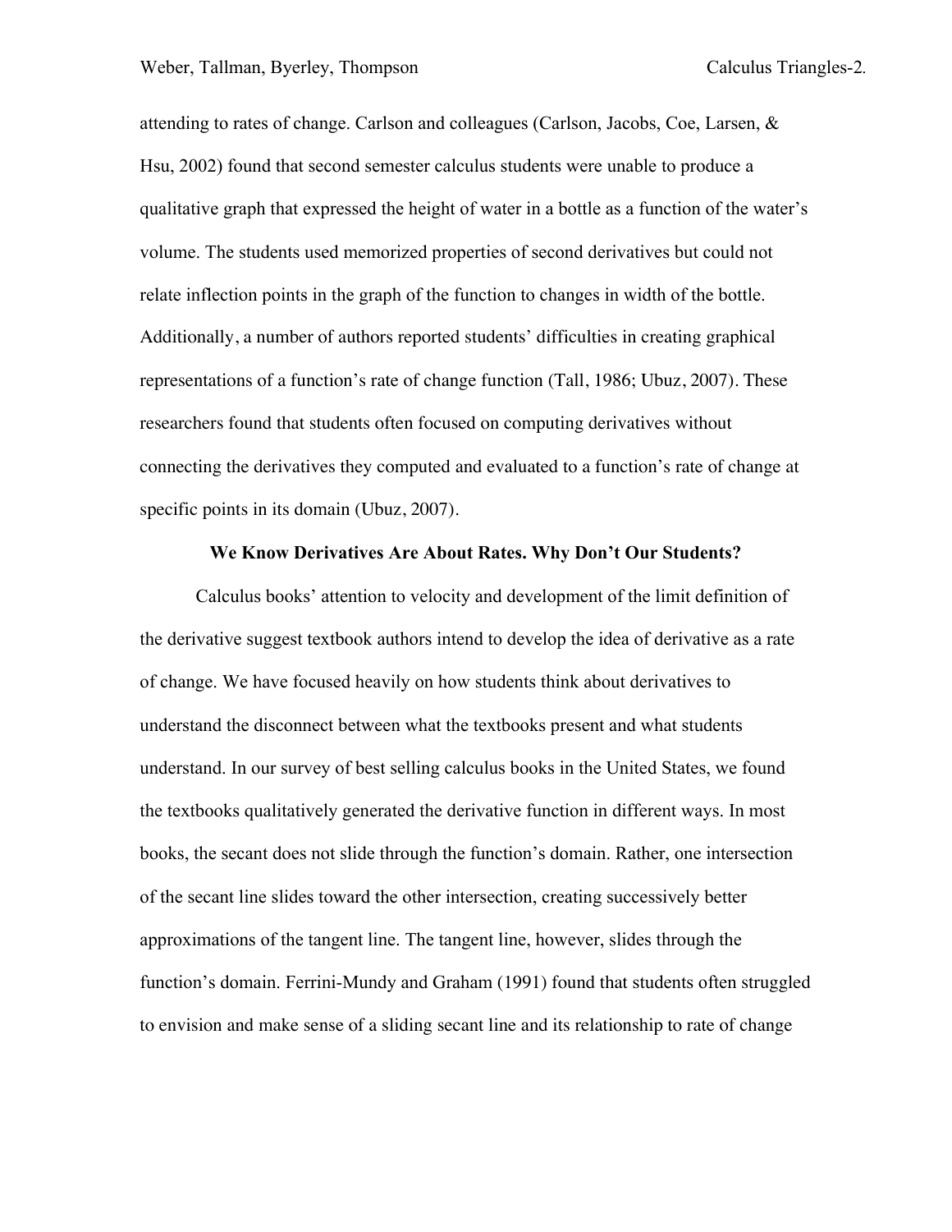attending to rates of change. Carlson and colleagues (Carlson, Jacobs, Coe, Larsen, & Hsu, 2002) found that second semester calculus students were unable to produce a qualitative graph that expressed the height of water in a bottle as a function of the water's volume. The students used memorized properties of second derivatives but could not relate inflection points in the graph of the function to changes in width of the bottle. Additionally, a number of authors reported students' difficulties in creating graphical representations of a function's rate of change function (Tall, 1986; Ubuz, 2007). These researchers found that students often focused on computing derivatives without connecting the derivatives they computed and evaluated to a function's rate of change at specific points in its domain (Ubuz, 2007).

## We Know Derivatives Are About Rates. Why Don't Our Students?

Calculus books' attention to velocity and development of the limit definition of the derivative suggest textbook authors intend to develop the idea of derivative as a rate of change. We have focused heavily on how students think about derivatives to understand the disconnect between what the textbooks present and what students understand. In our survey of best selling calculus books in the United States, we found the textbooks qualitatively generated the derivative function in different ways. In most books, the secant does not slide through the function's domain. Rather, one intersection of the secant line slides toward the other intersection, creating successively better approximations of the tangent line. The tangent line, however, slides through the function's domain. Ferrini-Mundy and Graham (1991) found that students often struggled to envision and make sense of a sliding secant line and its relationship to rate of change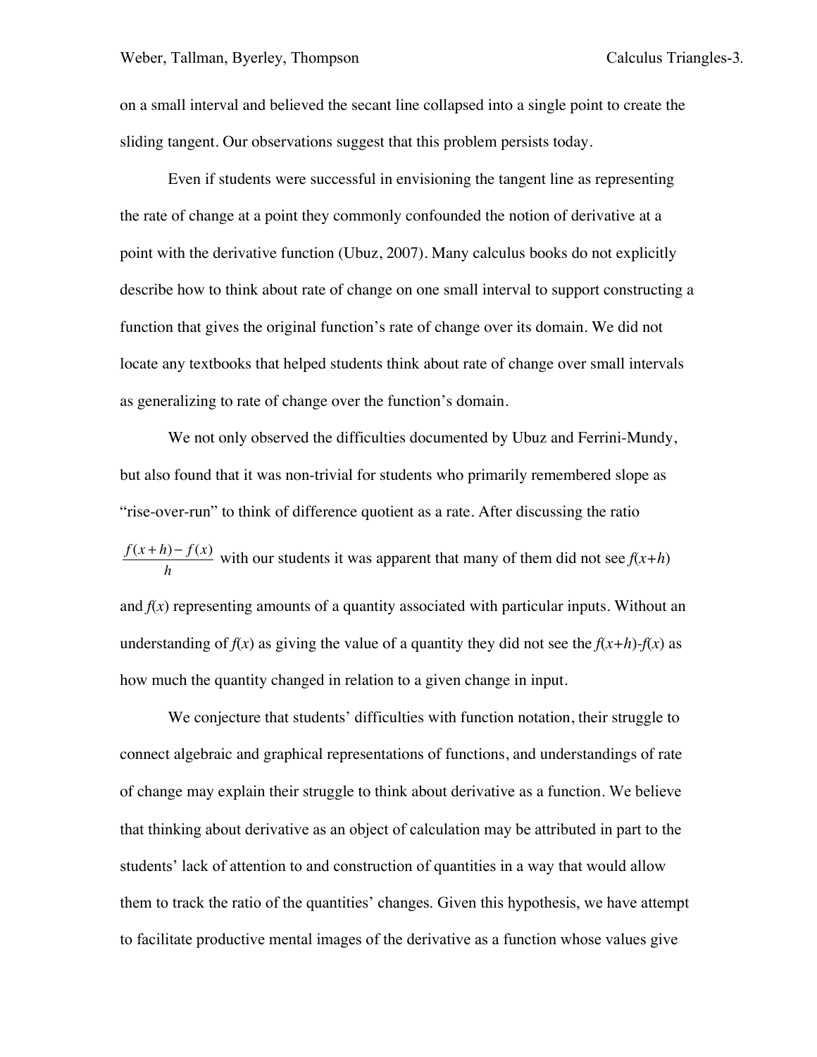on a small interval and believed the secant line collapsed into a single point to create the sliding tangent. Our observations suggest that this problem persists today.

Even if students were successful in envisioning the tangent line as representing the rate of change at a point they commonly confounded the notion of derivative at a point with the derivative function (Ubuz, 2007). Many calculus books do not explicitly describe how to think about rate of change on one small interval to support constructing a function that gives the original function's rate of change over its domain. We did not locate any textbooks that helped students think about rate of change over small intervals as generalizing to rate of change over the function's domain.

We not only observed the difficulties documented by Ubuz and Ferrini-Mundy, but also found that it was non-trivial for students who primarily remembered slope as "rise-over-run" to think of difference quotient as a rate. After discussing the ratio $\frac{f(x+h)-f(x)}{h}$ with our students it was apparent that many of them did not see $f(x+h)$ and $f(x)$ representing amounts of a quantity associated with particular inputs. Without an understanding of $f(x)$ as giving the value of a quantity they did not see the $f(x+h)$-$f(x)$ as how much the quantity changed in relation to a given change in input.

We conjecture that students' difficulties with function notation, their struggle to connect algebraic and graphical representations of functions, and understandings of rate of change may explain their struggle to think about derivative as a function. We believe that thinking about derivative as an object of calculation may be attributed in part to the students' lack of attention to and construction of quantities in a way that would allow them to track the ratio of the quantities' changes. Given this hypothesis, we have attempt to facilitate productive mental images of the derivative as a function whose values give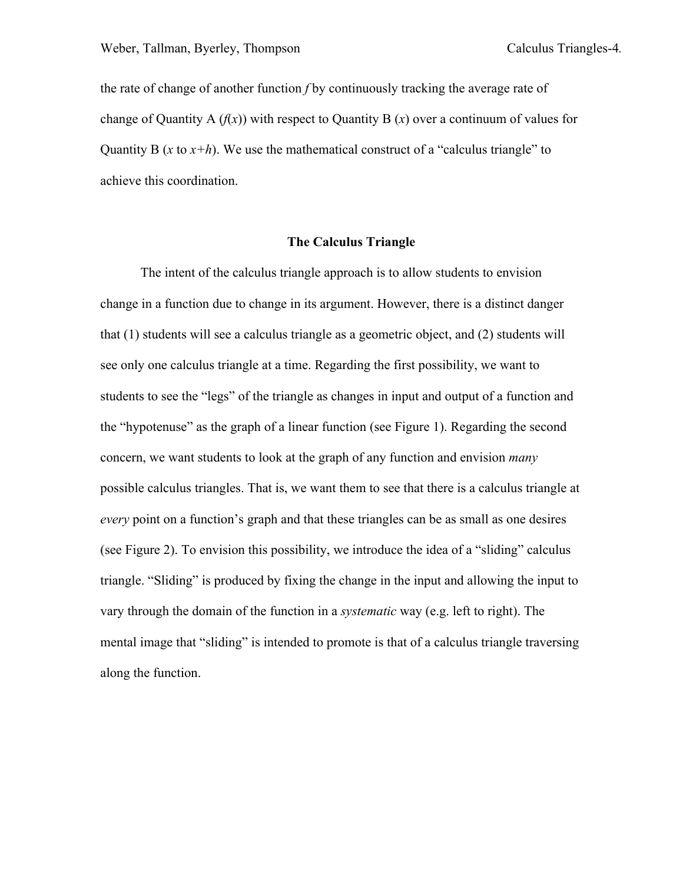the rate of change of another function $f$ by continuously tracking the average rate of change of Quantity A ($f(x)$) with respect to Quantity B ($x$) over a continuum of values for Quantity B ($x$ to $x+h$). We use the mathematical construct of a "calculus triangle" to achieve this coordination.

## The Calculus Triangle

The intent of the calculus triangle approach is to allow students to envision change in a function due to change in its argument. However, there is a distinct danger that (1) students will see a calculus triangle as a geometric object, and (2) students will see only one calculus triangle at a time. Regarding the first possibility, we want to students to see the "legs" of the triangle as changes in input and output of a function and the "hypotenuse" as the graph of a linear function (see Figure 1). Regarding the second concern, we want students to look at the graph of any function and envision *many* possible calculus triangles. That is, we want them to see that there is a calculus triangle at *every* point on a function's graph and that these triangles can be as small as one desires (see Figure 2). To envision this possibility, we introduce the idea of a "sliding" calculus triangle. "Sliding" is produced by fixing the change in the input and allowing the input to vary through the domain of the function in a *systematic* way (e.g. left to right). The mental image that "sliding" is intended to promote is that of a calculus triangle traversing along the function.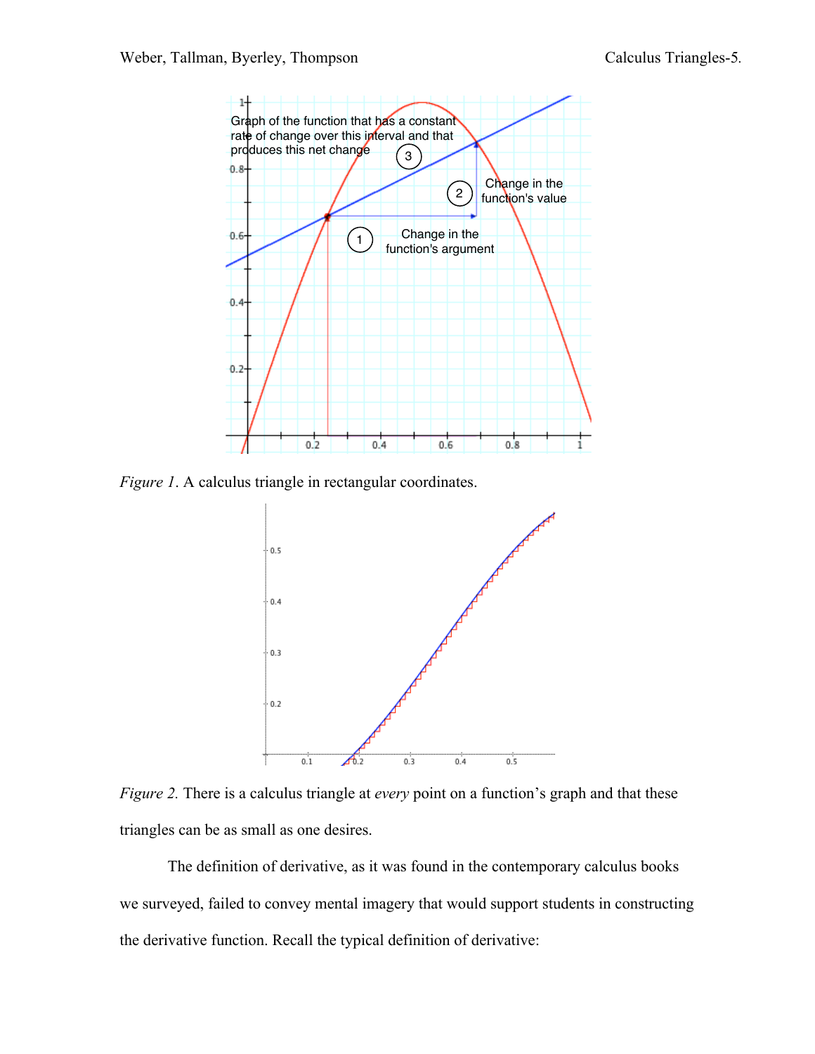*Figure 1*. A calculus triangle in rectangular coordinates.

*Figure 2.* There is a calculus triangle at *every* point on a function's graph and that these triangles can be as small as one desires.

The definition of derivative, as it was found in the contemporary calculus books we surveyed, failed to convey mental imagery that would support students in constructing the derivative function. Recall the typical definition of derivative: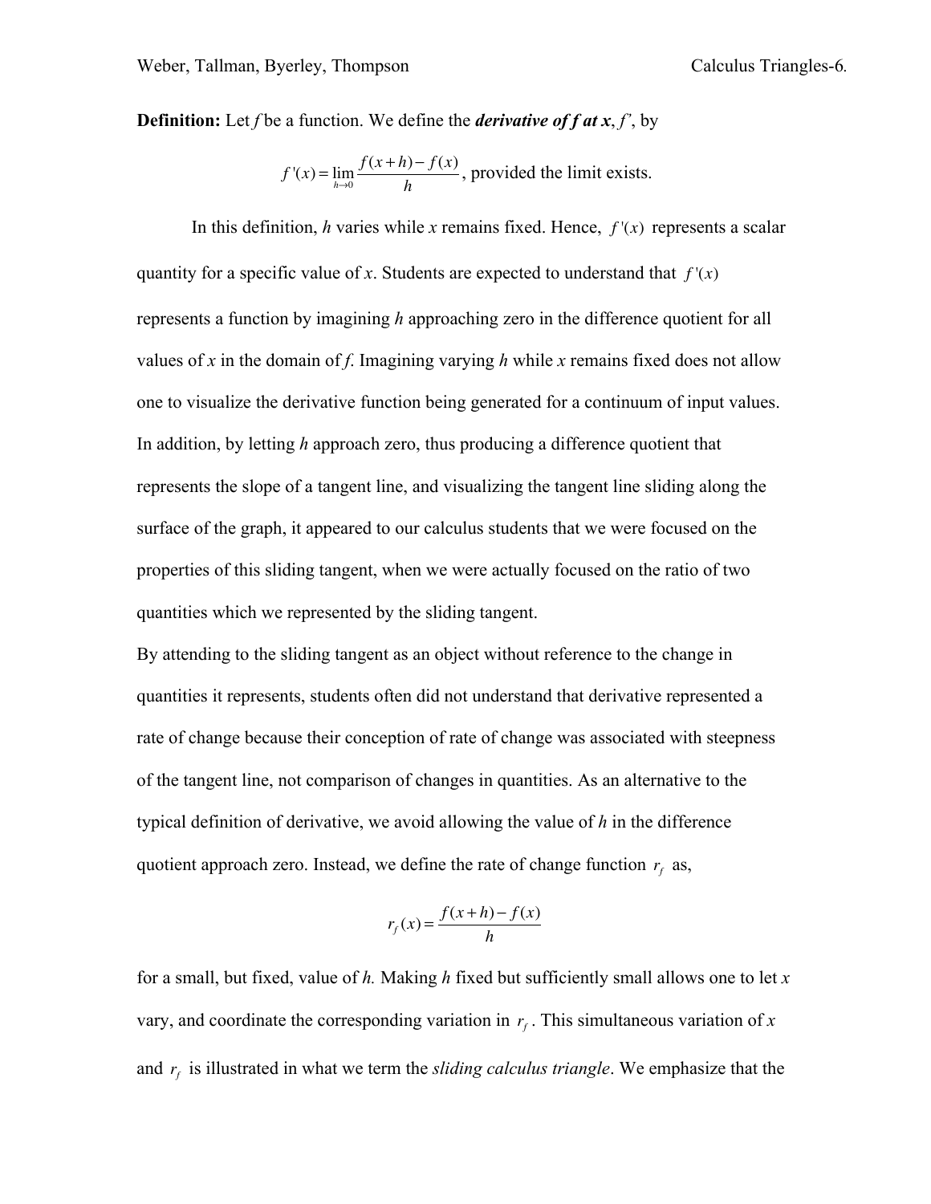**Definition:** Let $f$ be a function. We define the ***derivative of f at x***, $f'$, by

$$f'(x) = \lim_{h \to 0} \frac{f(x+h) - f(x)}{h}, \text{ provided the limit exists.}$$

In this definition, $h$ varies while $x$ remains fixed. Hence, $f'(x)$ represents a scalar quantity for a specific value of $x$. Students are expected to understand that $f'(x)$ represents a function by imagining $h$ approaching zero in the difference quotient for all values of $x$ in the domain of $f$. Imagining varying $h$ while $x$ remains fixed does not allow one to visualize the derivative function being generated for a continuum of input values. In addition, by letting $h$ approach zero, thus producing a difference quotient that represents the slope of a tangent line, and visualizing the tangent line sliding along the surface of the graph, it appeared to our calculus students that we were focused on the properties of this sliding tangent, when we were actually focused on the ratio of two quantities which we represented by the sliding tangent.

By attending to the sliding tangent as an object without reference to the change in quantities it represents, students often did not understand that derivative represented a rate of change because their conception of rate of change was associated with steepness of the tangent line, not comparison of changes in quantities. As an alternative to the typical definition of derivative, we avoid allowing the value of $h$ in the difference quotient approach zero. Instead, we define the rate of change function $r_f$ as,

$$r_f(x) = \frac{f(x+h) - f(x)}{h}$$

for a small, but fixed, value of $h$. Making $h$ fixed but sufficiently small allows one to let $x$ vary, and coordinate the corresponding variation in $r_f$. This simultaneous variation of $x$ and $r_f$ is illustrated in what we term the *sliding calculus triangle*. We emphasize that the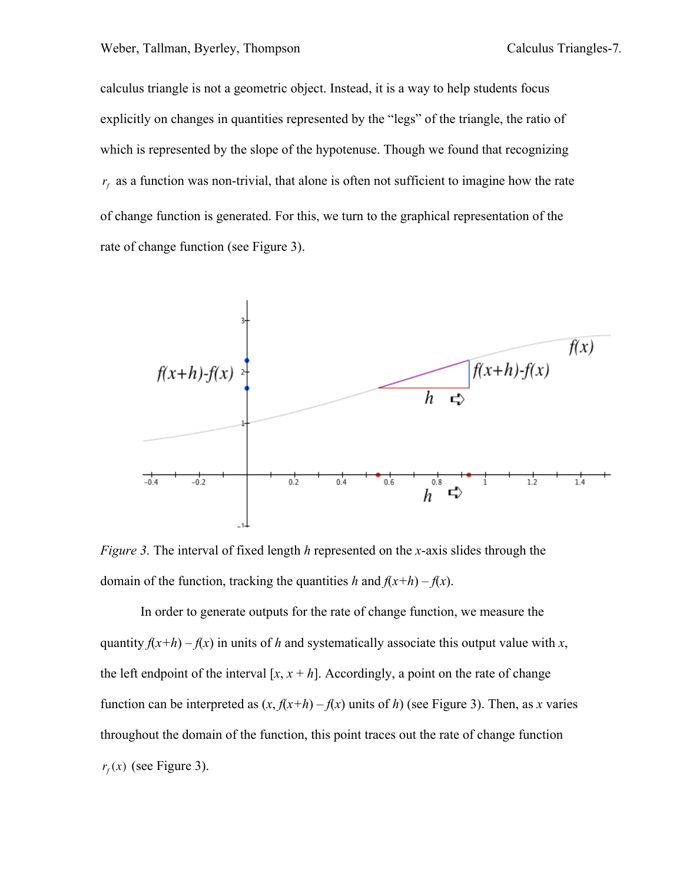calculus triangle is not a geometric object. Instead, it is a way to help students focus explicitly on changes in quantities represented by the "legs" of the triangle, the ratio of which is represented by the slope of the hypotenuse. Though we found that recognizing $r_f$ as a function was non-trivial, that alone is often not sufficient to imagine how the rate of change function is generated. For this, we turn to the graphical representation of the rate of change function (see Figure 3).

*Figure 3.* The interval of fixed length $h$ represented on the $x$-axis slides through the domain of the function, tracking the quantities $h$ and $f(x+h) - f(x)$.

In order to generate outputs for the rate of change function, we measure the quantity $f(x+h) - f(x)$ in units of $h$ and systematically associate this output value with $x$, the left endpoint of the interval $[x, x + h]$. Accordingly, a point on the rate of change function can be interpreted as ($x$, $f(x+h) - f(x)$ units of $h$) (see Figure 3). Then, as $x$ varies throughout the domain of the function, this point traces out the rate of change function $r_f(x)$ (see Figure 3).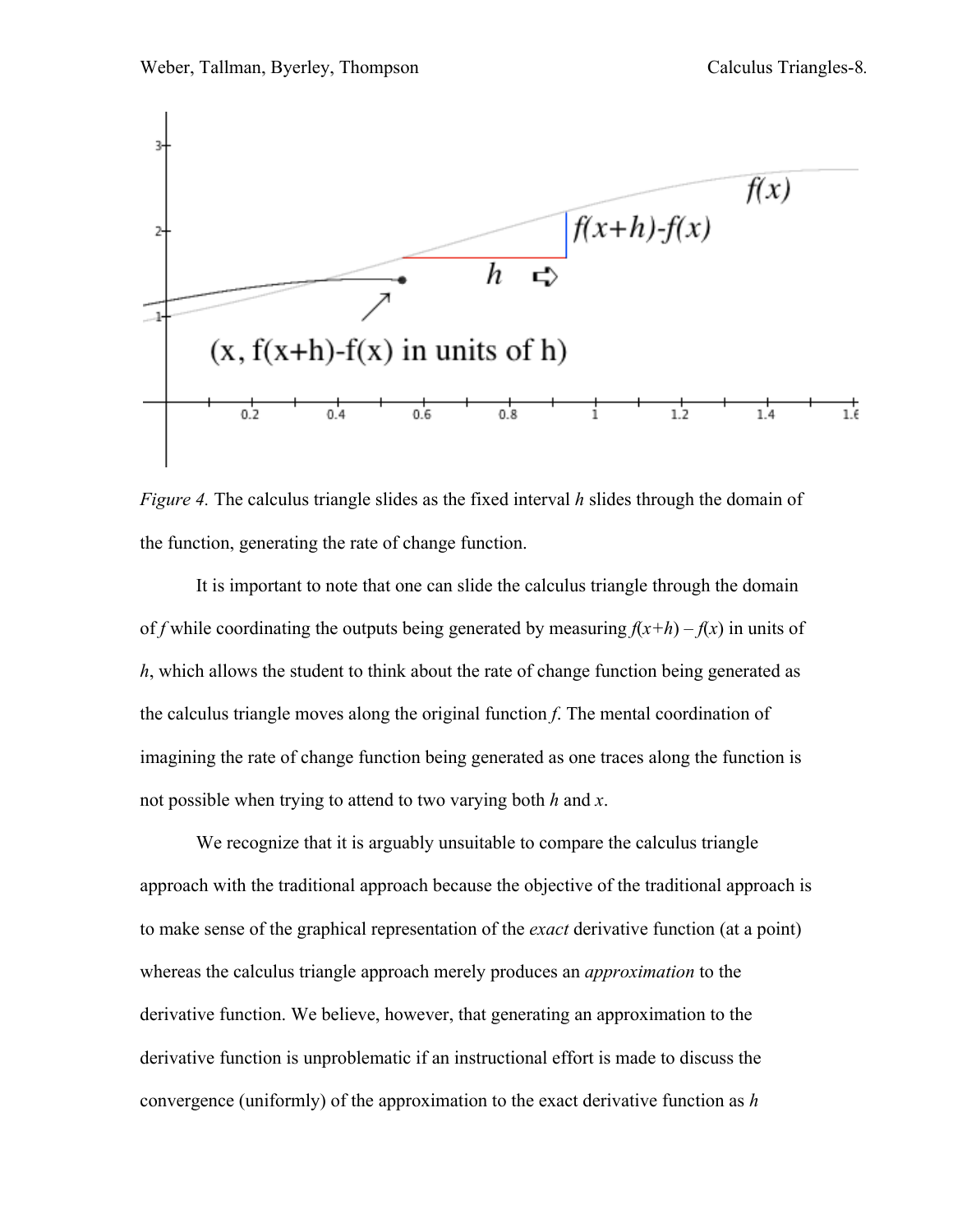*Figure 4.* The calculus triangle slides as the fixed interval $h$ slides through the domain of the function, generating the rate of change function.

It is important to note that one can slide the calculus triangle through the domain of $f$ while coordinating the outputs being generated by measuring $f(x+h) - f(x)$ in units of $h$, which allows the student to think about the rate of change function being generated as the calculus triangle moves along the original function $f$. The mental coordination of imagining the rate of change function being generated as one traces along the function is not possible when trying to attend to two varying both $h$ and $x$.

We recognize that it is arguably unsuitable to compare the calculus triangle approach with the traditional approach because the objective of the traditional approach is to make sense of the graphical representation of the *exact* derivative function (at a point) whereas the calculus triangle approach merely produces an *approximation* to the derivative function. We believe, however, that generating an approximation to the derivative function is unproblematic if an instructional effort is made to discuss the convergence (uniformly) of the approximation to the exact derivative function as $h$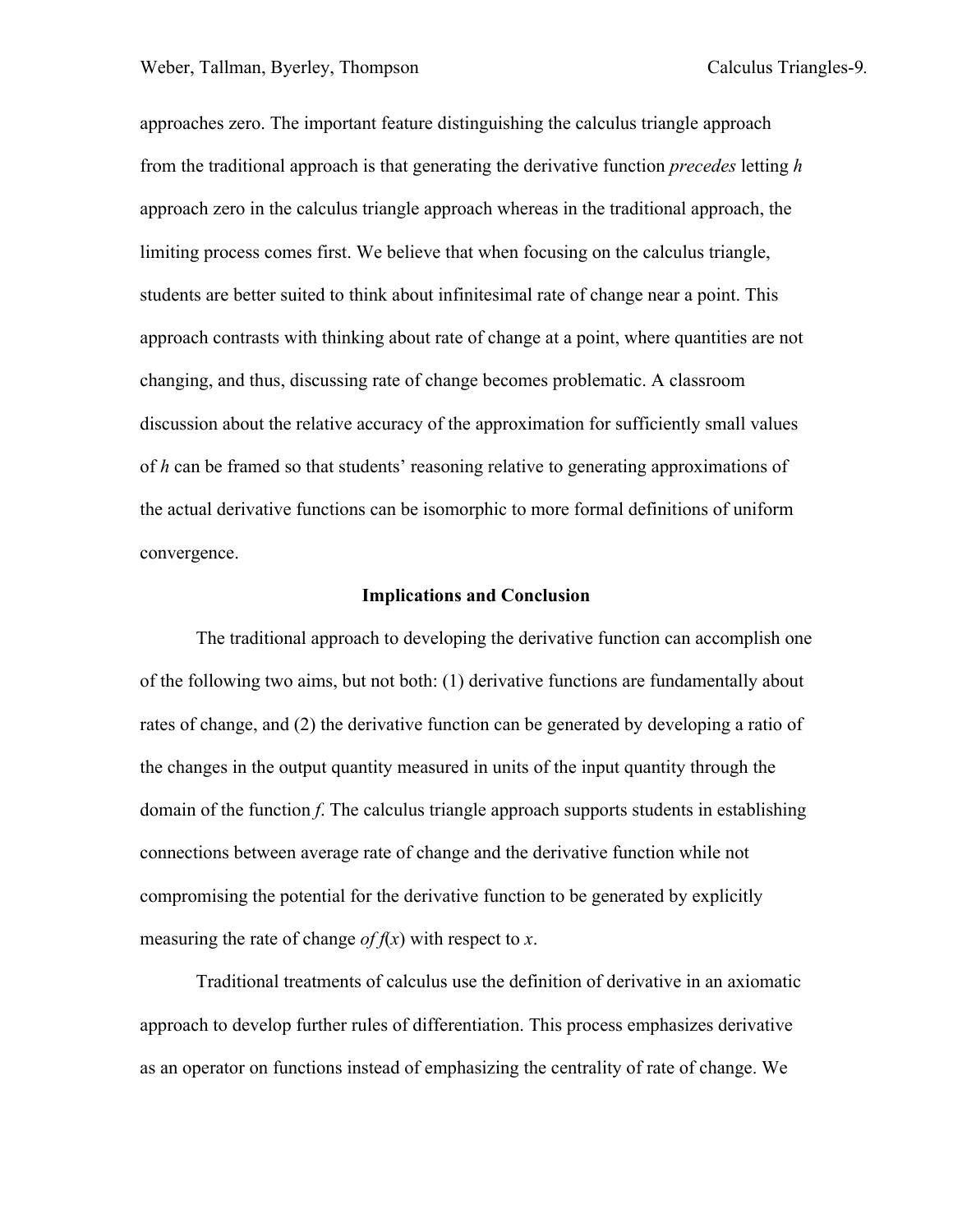approaches zero. The important feature distinguishing the calculus triangle approach from the traditional approach is that generating the derivative function *precedes* letting $h$ approach zero in the calculus triangle approach whereas in the traditional approach, the limiting process comes first. We believe that when focusing on the calculus triangle, students are better suited to think about infinitesimal rate of change near a point. This approach contrasts with thinking about rate of change at a point, where quantities are not changing, and thus, discussing rate of change becomes problematic. A classroom discussion about the relative accuracy of the approximation for sufficiently small values of $h$ can be framed so that students' reasoning relative to generating approximations of the actual derivative functions can be isomorphic to more formal definitions of uniform convergence.

## Implications and Conclusion

The traditional approach to developing the derivative function can accomplish one of the following two aims, but not both: (1) derivative functions are fundamentally about rates of change, and (2) the derivative function can be generated by developing a ratio of the changes in the output quantity measured in units of the input quantity through the domain of the function $f$. The calculus triangle approach supports students in establishing connections between average rate of change and the derivative function while not compromising the potential for the derivative function to be generated by explicitly measuring the rate of change *of* $f(x)$ with respect to $x$.

Traditional treatments of calculus use the definition of derivative in an axiomatic approach to develop further rules of differentiation. This process emphasizes derivative as an operator on functions instead of emphasizing the centrality of rate of change. We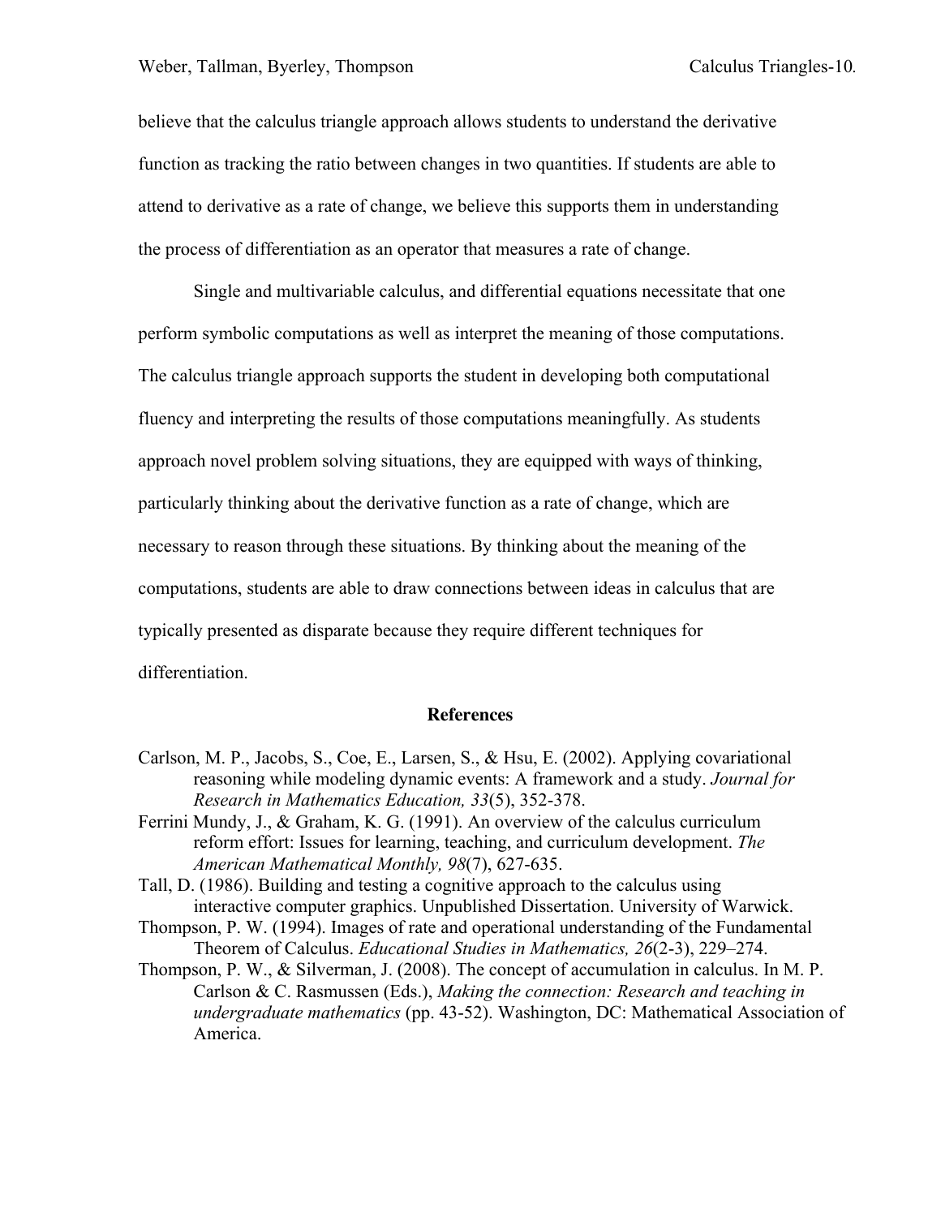believe that the calculus triangle approach allows students to understand the derivative function as tracking the ratio between changes in two quantities. If students are able to attend to derivative as a rate of change, we believe this supports them in understanding the process of differentiation as an operator that measures a rate of change.

Single and multivariable calculus, and differential equations necessitate that one perform symbolic computations as well as interpret the meaning of those computations. The calculus triangle approach supports the student in developing both computational fluency and interpreting the results of those computations meaningfully. As students approach novel problem solving situations, they are equipped with ways of thinking, particularly thinking about the derivative function as a rate of change, which are necessary to reason through these situations. By thinking about the meaning of the computations, students are able to draw connections between ideas in calculus that are typically presented as disparate because they require different techniques for differentiation.

## References

Carlson, M. P., Jacobs, S., Coe, E., Larsen, S., & Hsu, E. (2002). Applying covariational reasoning while modeling dynamic events: A framework and a study. *Journal for Research in Mathematics Education, 33*(5), 352-378.

Ferrini Mundy, J., & Graham, K. G. (1991). An overview of the calculus curriculum reform effort: Issues for learning, teaching, and curriculum development. *The American Mathematical Monthly, 98*(7), 627-635.

Tall, D. (1986). Building and testing a cognitive approach to the calculus using interactive computer graphics. Unpublished Dissertation. University of Warwick.

Thompson, P. W. (1994). Images of rate and operational understanding of the Fundamental Theorem of Calculus. *Educational Studies in Mathematics, 26*(2-3), 229–274.

Thompson, P. W., & Silverman, J. (2008). The concept of accumulation in calculus. In M. P. Carlson & C. Rasmussen (Eds.), *Making the connection: Research and teaching in undergraduate mathematics* (pp. 43-52). Washington, DC: Mathematical Association of America.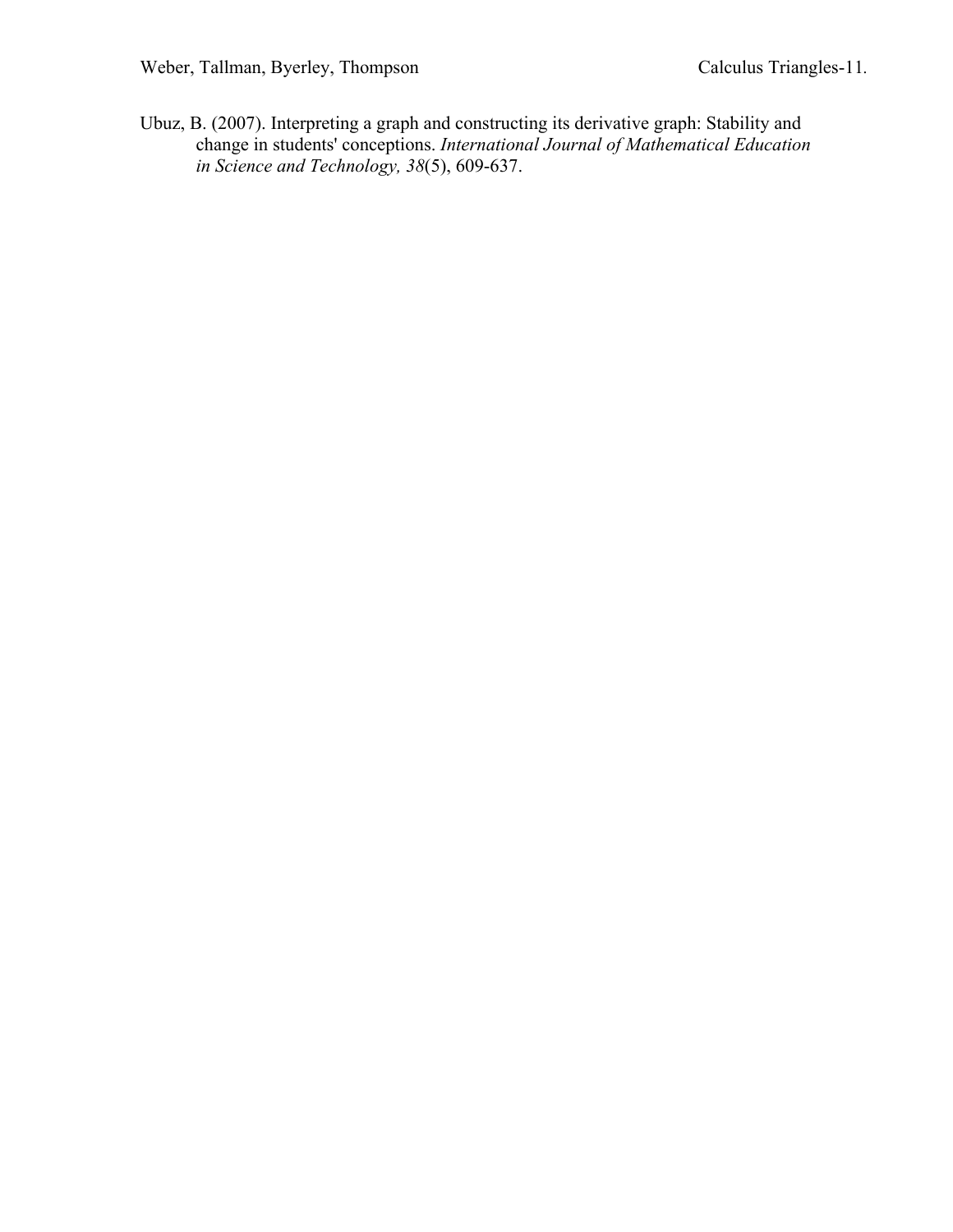Ubuz, B. (2007). Interpreting a graph and constructing its derivative graph: Stability and change in students' conceptions. *International Journal of Mathematical Education in Science and Technology, 38*(5), 609-637.